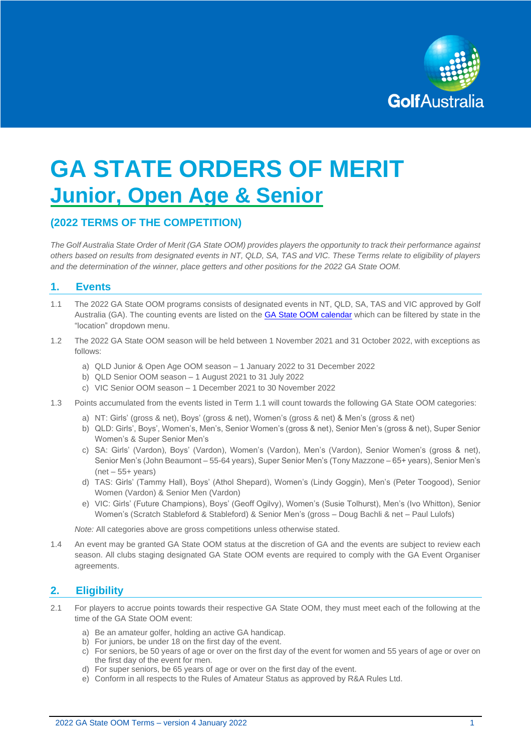# GA STATE ORDERS OF MERIT

## Junior, Open Age & Senior

### (2022 TERMS OF THE COMPETITION)

*The Golf Australia State Order of Merit (GA State OOM) provides players the opportunity to track their performance against others based on results from designated events in NT, QLD, SA, TAS and VIC. These Terms relate to eligibility of players and the determination of the winner, place getters and other positions for the 2022 GA State OOM.*

## 1. Events

1.1 The 2022 GA State OOM programs consists of designated events in NT, QLD, SA, TAS and VIC approved by Golf Australia (GA). The counting events are listed on the GA State OOM calendar which can be filtered by state in the "location" dropdown menu.

1.2 The 2022 GA State OOM season will be held between 1 November 2021 and 31 October 2022, with exceptions as follows:

- a) QLD Junior & Open Age OOM season – 1 January 2022 to 31 December 2022
- b) QLD Senior OOM season – 1 August 2021 to 31 July 2022
- c) VIC Senior OOM season – 1 December 2021 to 30 November 2022

1.3 Points accumulated from the events listed in Term 1.1 will count towards the following GA State OOM categories:

- a) NT: Girls' (gross & net), Boys' (gross & net), Women's (gross & net) & Men's (gross & net)
- b) QLD: Girls', Boys', Women's, Men's, Senior Women's (gross & net), Senior Men's (gross & net), Super Senior Women's & Super Senior Men's
- c) SA: Girls' (Vardon), Boys' (Vardon), Women's (Vardon), Men's (Vardon), Senior Women's (gross & net), Senior Men's (John Beaumont – 55-64 years), Super Senior Men's (Tony Mazzone – 65+ years), Senior Men's (net – 55+ years)
- d) TAS: Girls' (Tammy Hall), Boys' (Athol Shepard), Women's (Lindy Goggin), Men's (Peter Toogood), Senior Women (Vardon) & Senior Men (Vardon)
- e) VIC: Girls' (Future Champions), Boys' (Geoff Ogilvy), Women's (Susie Tolhurst), Men's (Ivo Whitton), Senior Women's (Scratch Stableford & Stableford) & Senior Men's (gross – Doug Bachli & net – Paul Lulofs)

*Note:* All categories above are gross competitions unless otherwise stated.

1.4 An event may be granted GA State OOM status at the discretion of GA and the events are subject to review each season. All clubs staging designated GA State OOM events are required to comply with the GA Event Organiser agreements.

## 2. Eligibility

2.1 For players to accrue points towards their respective GA State OOM, they must meet each of the following at the time of the GA State OOM event:

- a) Be an amateur golfer, holding an active GA handicap.
- b) For juniors, be under 18 on the first day of the event.
- c) For seniors, be 50 years of age or over on the first day of the event for women and 55 years of age or over on the first day of the event for men.
- d) For super seniors, be 65 years of age or over on the first day of the event.
- e) Conform in all respects to the Rules of Amateur Status as approved by R&A Rules Ltd.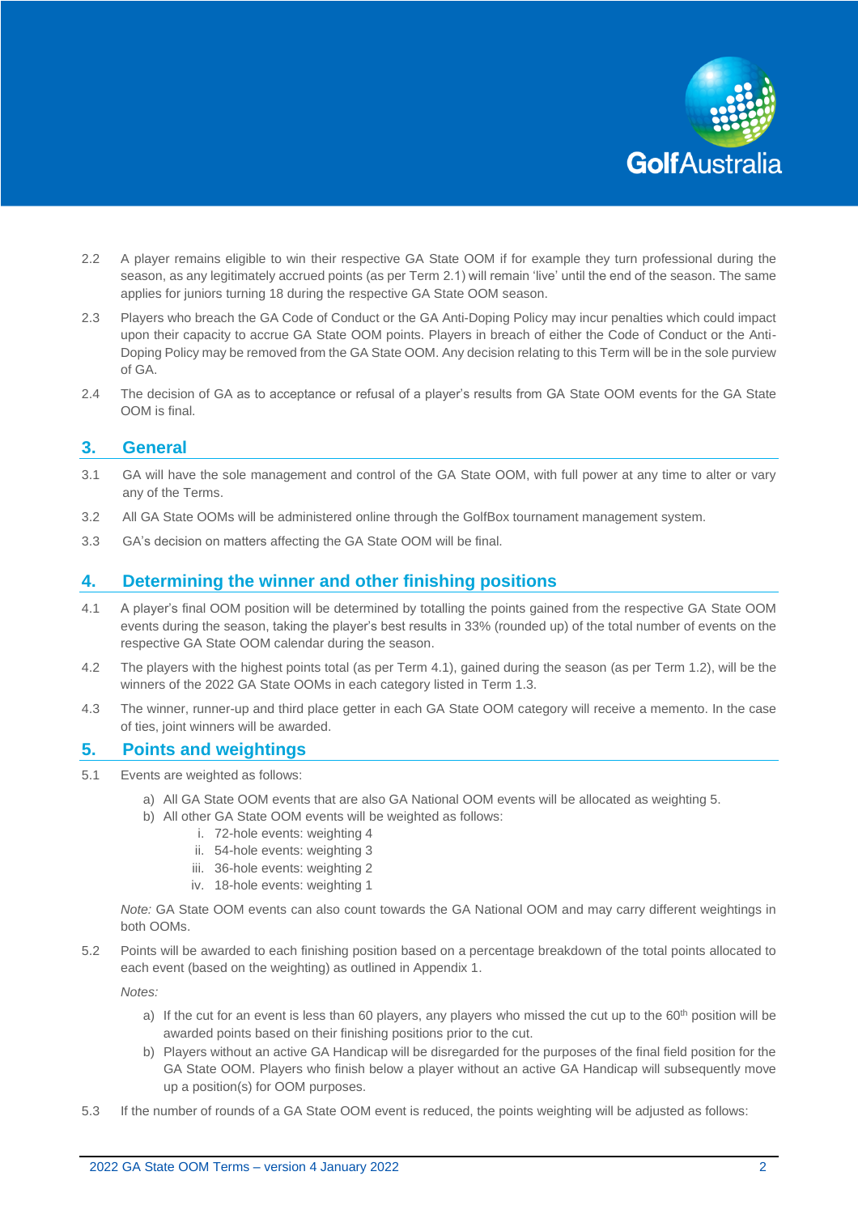2.2 A player remains eligible to win their respective GA State OOM if for example they turn professional during the season, as any legitimately accrued points (as per Term 2.1) will remain 'live' until the end of the season. The same applies for juniors turning 18 during the respective GA State OOM season.

2.3 Players who breach the GA Code of Conduct or the GA Anti-Doping Policy may incur penalties which could impact upon their capacity to accrue GA State OOM points. Players in breach of either the Code of Conduct or the Anti-Doping Policy may be removed from the GA State OOM. Any decision relating to this Term will be in the sole purview of GA.

2.4 The decision of GA as to acceptance or refusal of a player's results from GA State OOM events for the GA State OOM is final.

## 3. General

3.1 GA will have the sole management and control of the GA State OOM, with full power at any time to alter or vary any of the Terms.

3.2 All GA State OOMs will be administered online through the GolfBox tournament management system.

3.3 GA's decision on matters affecting the GA State OOM will be final.

## 4. Determining the winner and other finishing positions

4.1 A player's final OOM position will be determined by totalling the points gained from the respective GA State OOM events during the season, taking the player's best results in 33% (rounded up) of the total number of events on the respective GA State OOM calendar during the season.

4.2 The players with the highest points total (as per Term 4.1), gained during the season (as per Term 1.2), will be the winners of the 2022 GA State OOMs in each category listed in Term 1.3.

4.3 The winner, runner-up and third place getter in each GA State OOM category will receive a memento. In the case of ties, joint winners will be awarded.

## 5. Points and weightings

5.1 Events are weighted as follows:

a) All GA State OOM events that are also GA National OOM events will be allocated as weighting 5.
b) All other GA State OOM events will be weighted as follows:
   i. 72-hole events: weighting 4
   ii. 54-hole events: weighting 3
   iii. 36-hole events: weighting 2
   iv. 18-hole events: weighting 1

*Note:* GA State OOM events can also count towards the GA National OOM and may carry different weightings in both OOMs.

5.2 Points will be awarded to each finishing position based on a percentage breakdown of the total points allocated to each event (based on the weighting) as outlined in Appendix 1.

*Notes:*

a) If the cut for an event is less than 60 players, any players who missed the cut up to the 60th position will be awarded points based on their finishing positions prior to the cut.
b) Players without an active GA Handicap will be disregarded for the purposes of the final field position for the GA State OOM. Players who finish below a player without an active GA Handicap will subsequently move up a position(s) for OOM purposes.

5.3 If the number of rounds of a GA State OOM event is reduced, the points weighting will be adjusted as follows: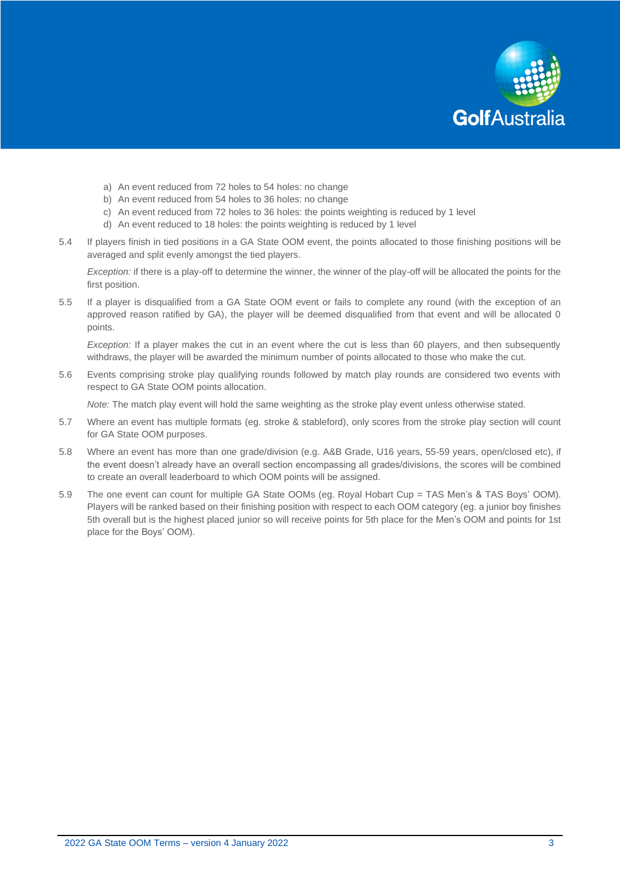a) An event reduced from 72 holes to 54 holes: no change
b) An event reduced from 54 holes to 36 holes: no change
c) An event reduced from 72 holes to 36 holes: the points weighting is reduced by 1 level
d) An event reduced to 18 holes: the points weighting is reduced by 1 level

5.4 If players finish in tied positions in a GA State OOM event, the points allocated to those finishing positions will be averaged and split evenly amongst the tied players.

*Exception:* if there is a play-off to determine the winner, the winner of the play-off will be allocated the points for the first position.

5.5 If a player is disqualified from a GA State OOM event or fails to complete any round (with the exception of an approved reason ratified by GA), the player will be deemed disqualified from that event and will be allocated 0 points.

*Exception:* If a player makes the cut in an event where the cut is less than 60 players, and then subsequently withdraws, the player will be awarded the minimum number of points allocated to those who make the cut.

5.6 Events comprising stroke play qualifying rounds followed by match play rounds are considered two events with respect to GA State OOM points allocation.

*Note:* The match play event will hold the same weighting as the stroke play event unless otherwise stated.

5.7 Where an event has multiple formats (eg. stroke & stableford), only scores from the stroke play section will count for GA State OOM purposes.

5.8 Where an event has more than one grade/division (e.g. A&B Grade, U16 years, 55-59 years, open/closed etc), if the event doesn't already have an overall section encompassing all grades/divisions, the scores will be combined to create an overall leaderboard to which OOM points will be assigned.

5.9 The one event can count for multiple GA State OOMs (eg. Royal Hobart Cup = TAS Men's & TAS Boys' OOM). Players will be ranked based on their finishing position with respect to each OOM category (eg. a junior boy finishes 5th overall but is the highest placed junior so will receive points for 5th place for the Men's OOM and points for 1st place for the Boys' OOM).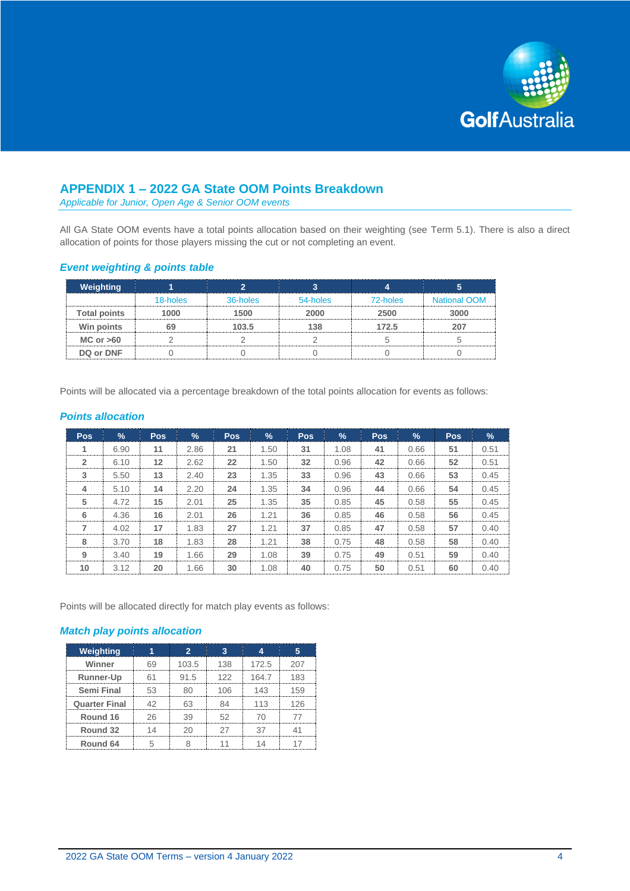## APPENDIX 1 – 2022 GA State OOM Points Breakdown

*Applicable for Junior, Open Age & Senior OOM events*

All GA State OOM events have a total points allocation based on their weighting (see Term 5.1). There is also a direct allocation of points for those players missing the cut or not completing an event.

### *Event weighting & points table*

| Weighting | 1 | 2 | 3 | 4 | 5 |
|---|---|---|---|---|---|
| | 18-holes | 36-holes | 54-holes | 72-holes | National OOM |
| **Total points** | **1000** | **1500** | **2000** | **2500** | **3000** |
| **Win points** | **69** | **103.5** | **138** | **172.5** | **207** |
| **MC or >60** | 2 | 2 | 2 | 5 | 5 |
| **DQ or DNF** | 0 | 0 | 0 | 0 | 0 |

Points will be allocated via a percentage breakdown of the total points allocation for events as follows:

### *Points allocation*

| Pos | % | Pos | % | Pos | % | Pos | % | Pos | % | Pos | % |
|---|---|---|---|---|---|---|---|---|---|---|---|
| **1** | 6.90 | **11** | 2.86 | **21** | 1.50 | **31** | 1.08 | **41** | 0.66 | **51** | 0.51 |
| **2** | 6.10 | **12** | 2.62 | **22** | 1.50 | **32** | 0.96 | **42** | 0.66 | **52** | 0.51 |
| **3** | 5.50 | **13** | 2.40 | **23** | 1.35 | **33** | 0.96 | **43** | 0.66 | **53** | 0.45 |
| **4** | 5.10 | **14** | 2.20 | **24** | 1.35 | **34** | 0.96 | **44** | 0.66 | **54** | 0.45 |
| **5** | 4.72 | **15** | 2.01 | **25** | 1.35 | **35** | 0.85 | **45** | 0.58 | **55** | 0.45 |
| **6** | 4.36 | **16** | 2.01 | **26** | 1.21 | **36** | 0.85 | **46** | 0.58 | **56** | 0.45 |
| **7** | 4.02 | **17** | 1.83 | **27** | 1.21 | **37** | 0.85 | **47** | 0.58 | **57** | 0.40 |
| **8** | 3.70 | **18** | 1.83 | **28** | 1.21 | **38** | 0.75 | **48** | 0.58 | **58** | 0.40 |
| **9** | 3.40 | **19** | 1.66 | **29** | 1.08 | **39** | 0.75 | **49** | 0.51 | **59** | 0.40 |
| **10** | 3.12 | **20** | 1.66 | **30** | 1.08 | **40** | 0.75 | **50** | 0.51 | **60** | 0.40 |

Points will be allocated directly for match play events as follows:

### *Match play points allocation*

| Weighting | 1 | 2 | 3 | 4 | 5 |
|---|---|---|---|---|---|
| **Winner** | 69 | 103.5 | 138 | 172.5 | 207 |
| **Runner-Up** | 61 | 91.5 | 122 | 164.7 | 183 |
| **Semi Final** | 53 | 80 | 106 | 143 | 159 |
| **Quarter Final** | 42 | 63 | 84 | 113 | 126 |
| **Round 16** | 26 | 39 | 52 | 70 | 77 |
| **Round 32** | 14 | 20 | 27 | 37 | 41 |
| **Round 64** | 5 | 8 | 11 | 14 | 17 |